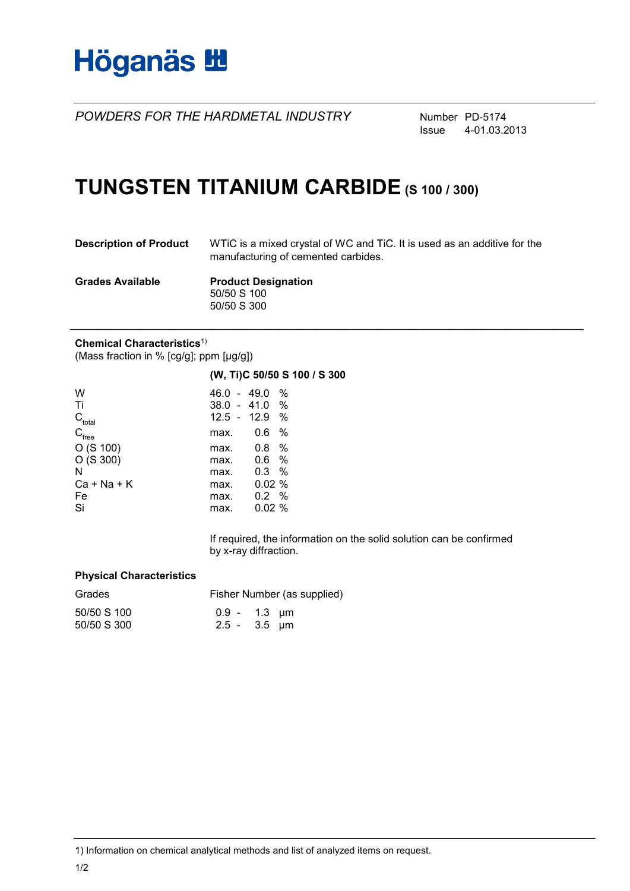Höganäs

*POWDERS FOR THE HARDMETAL INDUSTRY*

Number PD-5174
Issue 4-01.03.2013

# TUNGSTEN TITANIUM CARBIDE (S 100 / 300)

**Description of Product**

WTiC is a mixed crystal of WC and TiC. It is used as an additive for the manufacturing of cemented carbides.

**Grades Available**

**Product Designation**
50/50 S 100
50/50 S 300

---

**Chemical Characteristics**[1]
(Mass fraction in % [cg/g]; ppm [µg/g])

| | **(W, Ti)C 50/50 S 100 / S 300** |
|---|---|
| W | 46.0 - 49.0 % |
| Ti | 38.0 - 41.0 % |
| $C_{total}$ | 12.5 - 12.9 % |
| $C_{free}$ | max. 0.6 % |
| O (S 100) | max. 0.8 % |
| O (S 300) | max. 0.6 % |
| N | max. 0.3 % |
| Ca + Na + K | max. 0.02 % |
| Fe | max. 0.2 % |
| Si | max. 0.02 % |

If required, the information on the solid solution can be confirmed by x-ray diffraction.

**Physical Characteristics**

| Grades | Fisher Number (as supplied) |
|---|---|
| 50/50 S 100 | 0.9 - 1.3 µm |
| 50/50 S 300 | 2.5 - 3.5 µm |

1) Information on chemical analytical methods and list of analyzed items on request.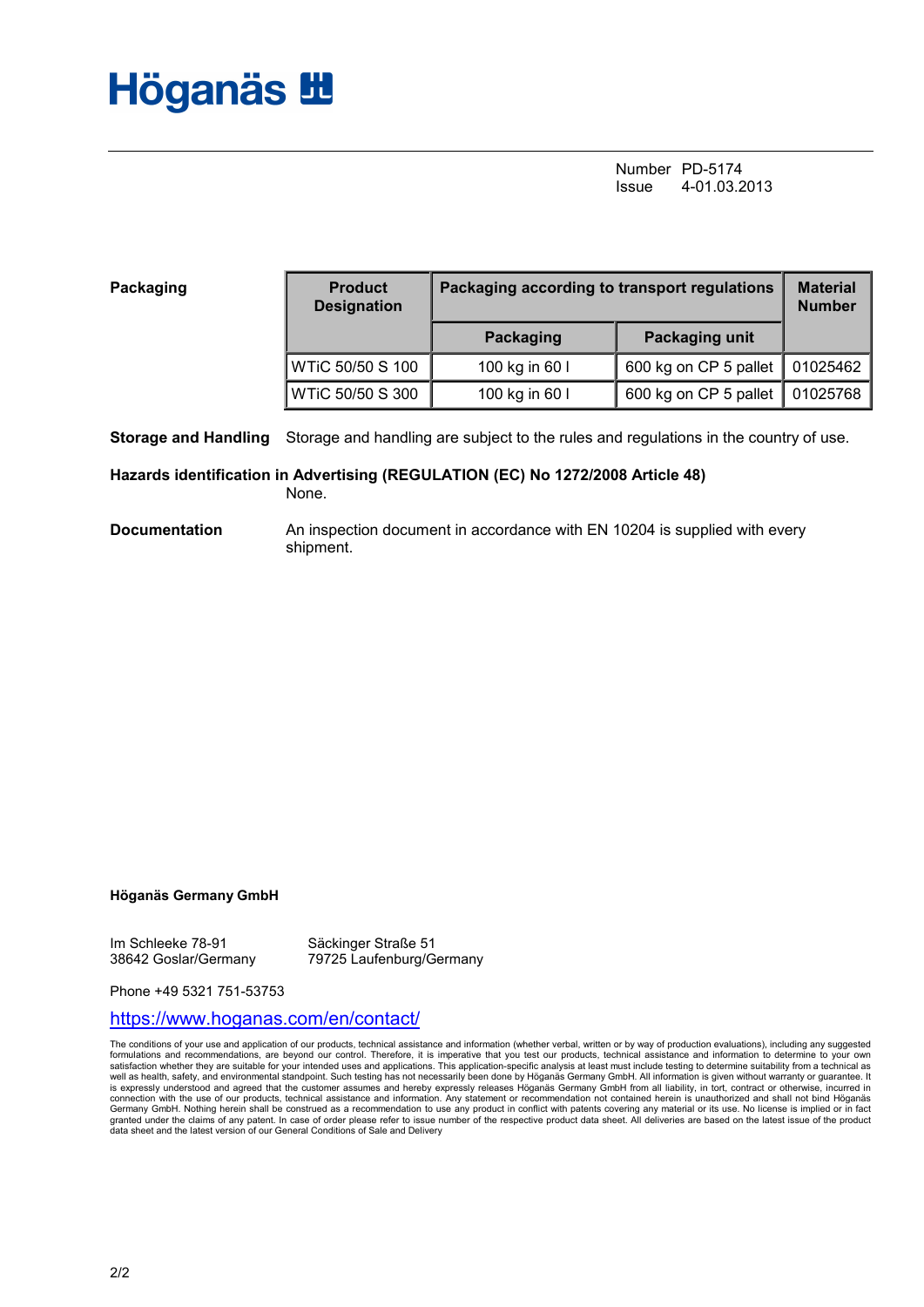# Höganäs

Number PD-5174
Issue 4-01.03.2013

**Packaging**

| Product Designation | Packaging according to transport regulations | | Material Number |
|---|---|---|---|
| | Packaging | Packaging unit | |
| WTiC 50/50 S 100 | 100 kg in 60 l | 600 kg on CP 5 pallet | 01025462 |
| WTiC 50/50 S 300 | 100 kg in 60 l | 600 kg on CP 5 pallet | 01025768 |

**Storage and Handling** Storage and handling are subject to the rules and regulations in the country of use.

**Hazards identification in Advertising (REGULATION (EC) No 1272/2008 Article 48)**
None.

**Documentation** An inspection document in accordance with EN 10204 is supplied with every shipment.

**Höganäs Germany GmbH**

Im Schleeke 78-91
38642 Goslar/Germany

Säckinger Straße 51
79725 Laufenburg/Germany

Phone +49 5321 751-53753

https://www.hoganas.com/en/contact/

The conditions of your use and application of our products, technical assistance and information (whether verbal, written or by way of production evaluations), including any suggested formulations and recommendations, are beyond our control. Therefore, it is imperative that you test our products, technical assistance and information to determine to your own satisfaction whether they are suitable for your intended uses and applications. This application-specific analysis at least must include testing to determine suitability from a technical as well as health, safety, and environmental standpoint. Such testing has not necessarily been done by Höganäs Germany GmbH. All information is given without warranty or guarantee. It is expressly understood and agreed that the customer assumes and hereby expressly releases Höganäs Germany GmbH from all liability, in tort, contract or otherwise, incurred in connection with the use of our products, technical assistance and information. Any statement or recommendation not contained herein is unauthorized and shall not bind Höganäs Germany GmbH. Nothing herein shall be construed as a recommendation to use any product in conflict with patents covering any material or its use. No license is implied or in fact granted under the claims of any patent. In case of order please refer to issue number of the respective product data sheet. All deliveries are based on the latest issue of the product data sheet and the latest version of our General Conditions of Sale and Delivery